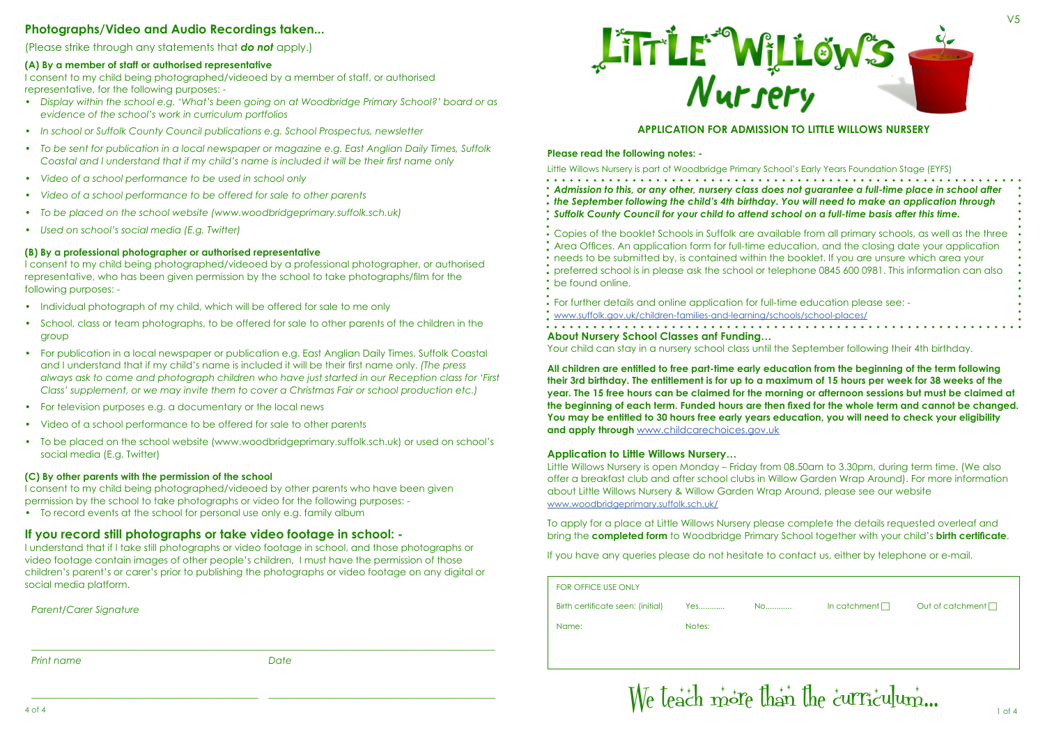## Photographs/Video and Audio Recordings taken...

(Please strike through any statements that ***do not*** apply.)

### (A) By a member of staff or authorised representative

I consent to my child being photographed/videoed by a member of staff, or authorised representative, for the following purposes: -

- *Display within the school e.g. 'What's been going on at Woodbridge Primary School?' board or as evidence of the school's work in curriculum portfolios*
- *In school or Suffolk County Council publications e.g. School Prospectus, newsletter*
- *To be sent for publication in a local newspaper or magazine e.g. East Anglian Daily Times, Suffolk Coastal and I understand that if my child's name is included it will be their first name only*
- *Video of a school performance to be used in school only*
- *Video of a school performance to be offered for sale to other parents*
- *To be placed on the school website (www.woodbridgeprimary.suffolk.sch.uk)*
- *Used on school's social media (E.g. Twitter)*

### (B) By a professional photographer or authorised representative

I consent to my child being photographed/videoed by a professional photographer, or authorised representative, who has been given permission by the school to take photographs/film for the following purposes: -

- Individual photograph of my child, which will be offered for sale to me only
- School, class or team photographs, to be offered for sale to other parents of the children in the group
- For publication in a local newspaper or publication e.g. East Anglian Daily Times, Suffolk Coastal and I understand that if my child's name is included it will be their first name only. *(The press always ask to come and photograph children who have just started in our Reception class for 'First Class' supplement, or we may invite them to cover a Christmas Fair or school production etc.)*
- For television purposes e.g. a documentary or the local news
- Video of a school performance to be offered for sale to other parents
- To be placed on the school website (www.woodbridgeprimary.suffolk.sch.uk) or used on school's social media (E.g. Twitter)

### (C) By other parents with the permission of the school

I consent to my child being photographed/videoed by other parents who have been given permission by the school to take photographs or video for the following purposes: -

- To record events at the school for personal use only e.g. family album

## If you record still photographs or take video footage in school: -

I understand that if I take still photographs or video footage in school, and those photographs or video footage contain images of other people's children, I must have the permission of those children's parent's or carer's prior to publishing the photographs or video footage on any digital or social media platform.

*Parent/Carer Signature*

_______________________________________________

*Print name* _______________________ *Date* _______________________

V5

# Little Willows Nursery

## APPLICATION FOR ADMISSION TO LITTLE WILLOWS NURSERY

**Please read the following notes: -**

Little Willows Nursery is part of Woodbridge Primary School's Early Years Foundation Stage (EYFS)

***Admission to this, or any other, nursery class does not guarantee a full-time place in school after the September following the child's 4th birthday. You will need to make an application through Suffolk County Council for your child to attend school on a full-time basis after this time.***

Copies of the booklet Schools in Suffolk are available from all primary schools, as well as the three Area Offices. An application form for full-time education, and the closing date your application needs to be submitted by, is contained within the booklet. If you are unsure which area your preferred school is in please ask the school or telephone 0845 600 0981. This information can also be found online.

For further details and online application for full-time education please see: -
www.suffolk.gov.uk/children-families-and-learning/schools/school-places/

### About Nursery School Classes anf Funding…

Your child can stay in a nursery school class until the September following their 4th birthday.

**All children are entitled to free part-time early education from the beginning of the term following their 3rd birthday. The entitlement is for up to a maximum of 15 hours per week for 38 weeks of the year. The 15 free hours can be claimed for the morning or afternoon sessions but must be claimed at the beginning of each term. Funded hours are then fixed for the whole term and cannot be changed. You may be entitled to 30 hours free early years education, you will need to check your eligibility and apply through** www.childcarechoices.gov.uk

### Application to Little Willows Nursery…

Little Willows Nursery is open Monday – Friday from 08.50am to 3.30pm, during term time. (We also offer a breakfast club and after school clubs in Willow Garden Wrap Around). For more information about Little Willows Nursery & Willow Garden Wrap Around, please see our website www.woodbridgeprimary.suffolk.sch.uk/

To apply for a place at Little Willows Nursery please complete the details requested overleaf and bring the **completed form** to Woodbridge Primary School together with your child's **birth certificate**.

If you have any queries please do not hesitate to contact us, either by telephone or e-mail.

| FOR OFFICE USE ONLY | | | | |
|---|---|---|---|---|
| Birth certificate seen: (initial) | Yes……….. | No……….. | In catchment ☐ | Out of catchment ☐ |
| Name: | Notes: | | | |

We teach more than the curriculum...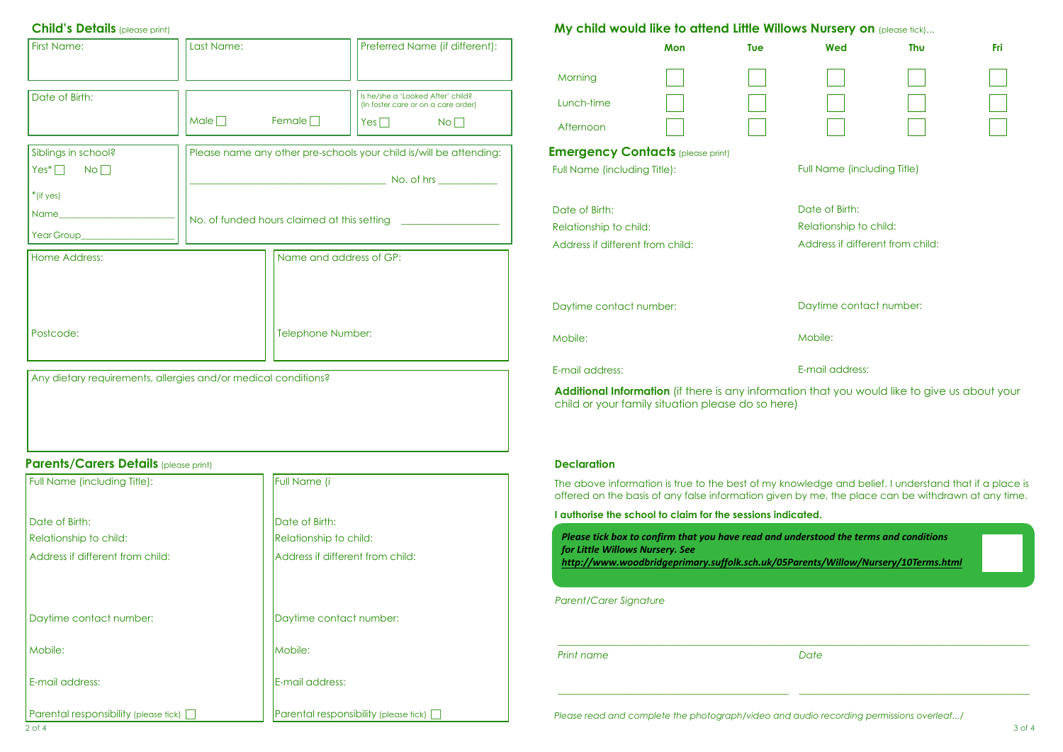## Child's Details (please print)

First Name:

Last Name:

Preferred Name (if different):

Date of Birth:

Male ☐ Female ☐

Is he/she a 'Looked After' child? (In foster care or on a care order)

Yes ☐ No ☐

Siblings in school?

Yes* ☐ No ☐

*(if yes)

Name_______________________

Year Group___________________

Please name any other pre-schools your child is/will be attending:

___________________________________ No. of hrs ___________

No. of funded hours claimed at this setting ___________________

Home Address:

Postcode:

Name and address of GP:

Telephone Number:

Any dietary requirements, allergies and/or medical conditions?

## Parents/Carers Details (please print)

Full Name (including Title):

Date of Birth:

Relationship to child:

Address if different from child:

Daytime contact number:

Mobile:

E-mail address:

Parental responsibility (please tick) ☐

Full Name (i

Date of Birth:

Relationship to child:

Address if different from child:

Daytime contact number:

Mobile:

E-mail address:

Parental responsibility (please tick) ☐

## My child would like to attend Little Willows Nursery on (please tick)...

| | Mon | Tue | Wed | Thu | Fri |
|---|---|---|---|---|---|
| Morning | ☐ | ☐ | ☐ | ☐ | ☐ |
| Lunch-time | ☐ | ☐ | ☐ | ☐ | ☐ |
| Afternoon | ☐ | ☐ | ☐ | ☐ | ☐ |

## Emergency Contacts (please print)

Full Name (including Title):

Date of Birth:

Relationship to child:

Address if different from child:

Daytime contact number:

Mobile:

E-mail address:

Full Name (including Title)

Date of Birth:

Relationship to child:

Address if different from child:

Daytime contact number:

Mobile:

E-mail address:

**Additional Information** (if there is any information that you would like to give us about your child or your family situation please do so here)

### Declaration

The above information is true to the best of my knowledge and belief. I understand that if a place is offered on the basis of any false information given by me, the place can be withdrawn at any time.

**I authorise the school to claim for the sessions indicated.**

***Please tick box to confirm that you have read and understood the terms and conditions for Little Willows Nursery. See http://www.woodbridgeprimary.suffolk.sch.uk/05Parents/Willow/Nursery/10Terms.html*** ☐

*Parent/Carer Signature*

_______________________________________________

*Print name* _______________________ *Date* _______________________

*Please read and complete the photograph/video and audio recording permissions overleaf.../*